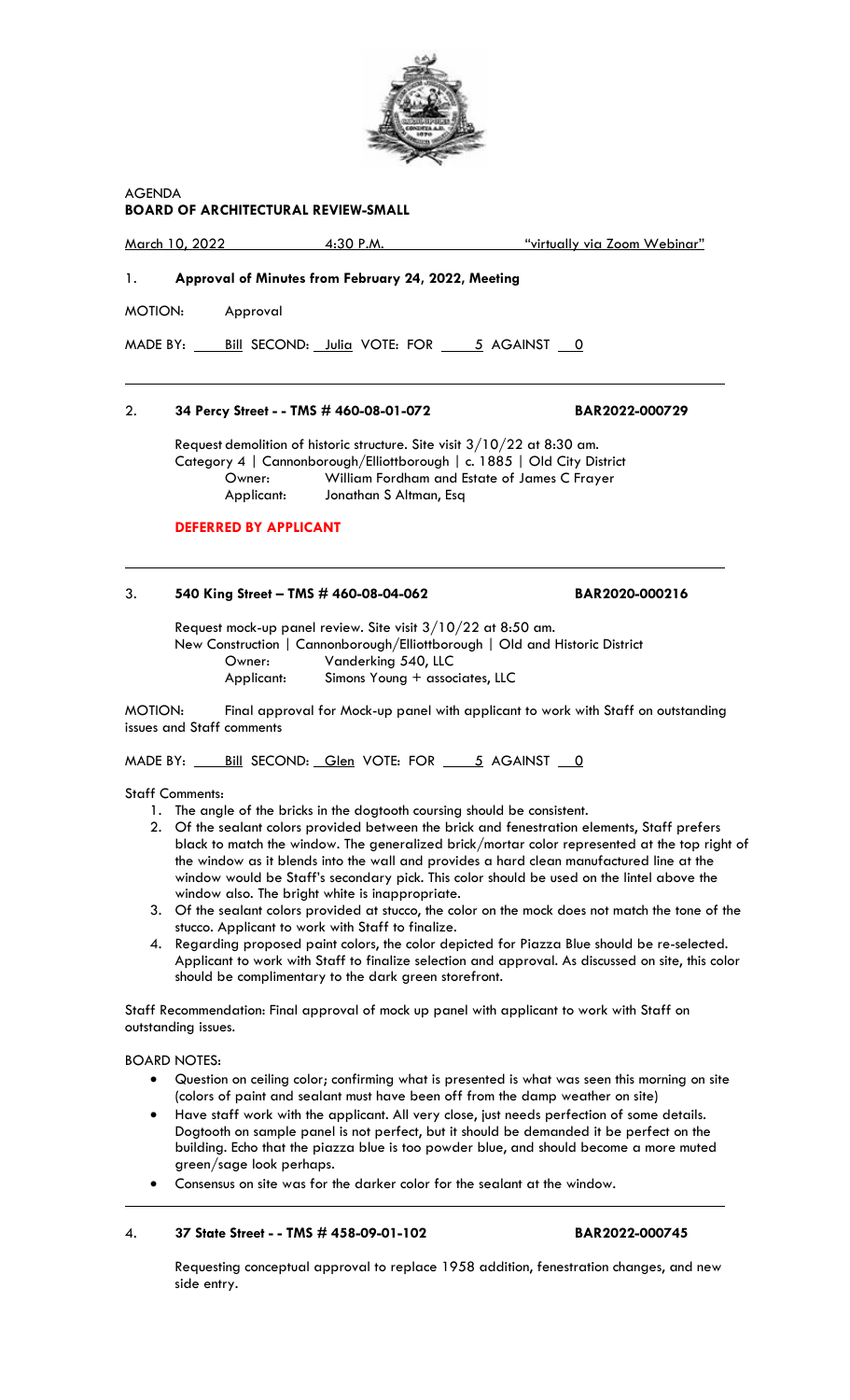AGENDA
**BOARD OF ARCHITECTURAL REVIEW-SMALL**

March 10, 2022 4:30 P.M. "virtually via Zoom Webinar"

1. **Approval of Minutes from February 24, 2022, Meeting**

MOTION: Approval

MADE BY: Bill SECOND: Julia VOTE: FOR 5 AGAINST 0

---

2. **34 Percy Street - - TMS # 460-08-01-072** **BAR2022-000729**

Request demolition of historic structure. Site visit 3/10/22 at 8:30 am.
Category 4 | Cannonborough/Elliottborough | c. 1885 | Old City District
Owner: William Fordham and Estate of James C Frayer
Applicant: Jonathan S Altman, Esq

**DEFERRED BY APPLICANT**

---

3. **540 King Street – TMS # 460-08-04-062** **BAR2020-000216**

Request mock-up panel review. Site visit 3/10/22 at 8:50 am.
New Construction | Cannonborough/Elliottborough | Old and Historic District
Owner: Vanderking 540, LLC
Applicant: Simons Young + associates, LLC

MOTION: Final approval for Mock-up panel with applicant to work with Staff on outstanding issues and Staff comments

MADE BY: Bill SECOND: Glen VOTE: FOR 5 AGAINST 0

Staff Comments:

1. The angle of the bricks in the dogtooth coursing should be consistent.
2. Of the sealant colors provided between the brick and fenestration elements, Staff prefers black to match the window. The generalized brick/mortar color represented at the top right of the window as it blends into the wall and provides a hard clean manufactured line at the window would be Staff's secondary pick. This color should be used on the lintel above the window also. The bright white is inappropriate.
3. Of the sealant colors provided at stucco, the color on the mock does not match the tone of the stucco. Applicant to work with Staff to finalize.
4. Regarding proposed paint colors, the color depicted for Piazza Blue should be re-selected. Applicant to work with Staff to finalize selection and approval. As discussed on site, this color should be complimentary to the dark green storefront.

Staff Recommendation: Final approval of mock up panel with applicant to work with Staff on outstanding issues.

BOARD NOTES:

- Question on ceiling color; confirming what is presented is what was seen this morning on site (colors of paint and sealant must have been off from the damp weather on site)
- Have staff work with the applicant. All very close, just needs perfection of some details. Dogtooth on sample panel is not perfect, but it should be demanded it be perfect on the building. Echo that the piazza blue is too powder blue, and should become a more muted green/sage look perhaps.
- Consensus on site was for the darker color for the sealant at the window.

---

4. **37 State Street - - TMS # 458-09-01-102** **BAR2022-000745**

Requesting conceptual approval to replace 1958 addition, fenestration changes, and new side entry.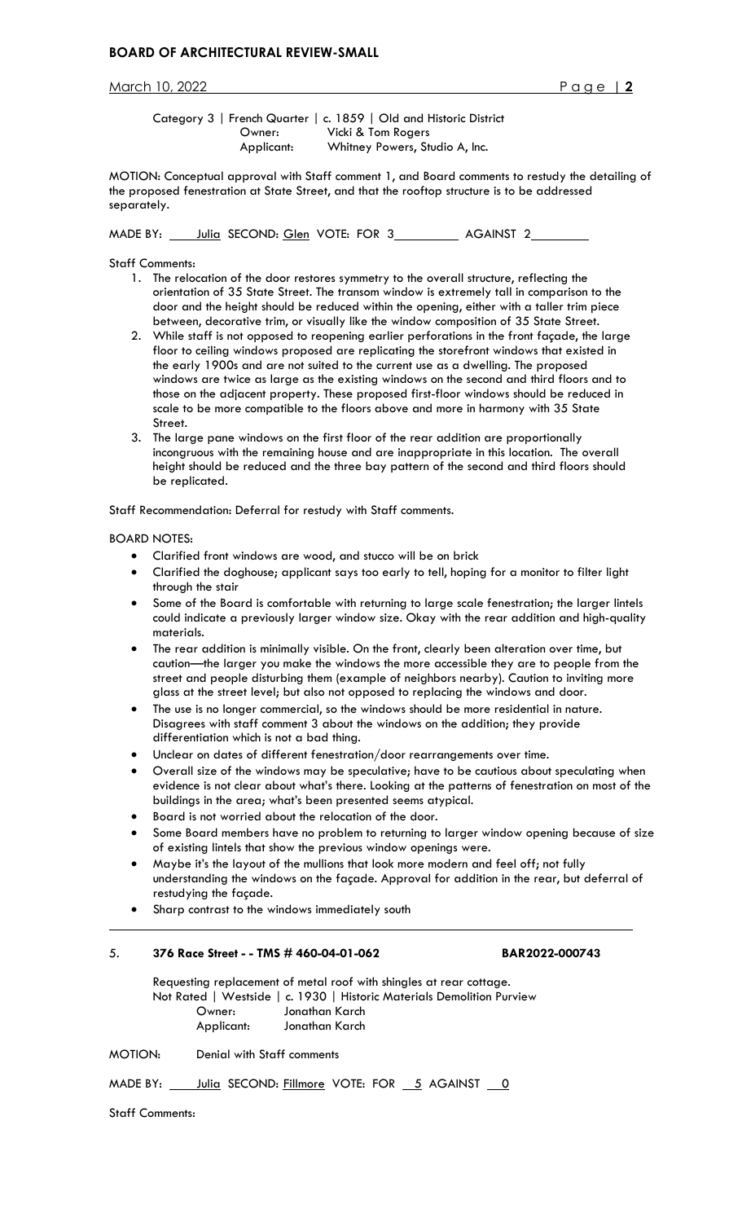Category 3 | French Quarter | c. 1859 | Old and Historic District
Owner: Vicki & Tom Rogers
Applicant: Whitney Powers, Studio A, Inc.

MOTION: Conceptual approval with Staff comment 1, and Board comments to restudy the detailing of the proposed fenestration at State Street, and that the rooftop structure is to be addressed separately.

MADE BY: Julia SECOND: Glen VOTE: FOR 3 AGAINST 2

Staff Comments:

1. The relocation of the door restores symmetry to the overall structure, reflecting the orientation of 35 State Street. The transom window is extremely tall in comparison to the door and the height should be reduced within the opening, either with a taller trim piece between, decorative trim, or visually like the window composition of 35 State Street.
2. While staff is not opposed to reopening earlier perforations in the front façade, the large floor to ceiling windows proposed are replicating the storefront windows that existed in the early 1900s and are not suited to the current use as a dwelling. The proposed windows are twice as large as the existing windows on the second and third floors and to those on the adjacent property. These proposed first-floor windows should be reduced in scale to be more compatible to the floors above and more in harmony with 35 State Street.
3. The large pane windows on the first floor of the rear addition are proportionally incongruous with the remaining house and are inappropriate in this location. The overall height should be reduced and the three bay pattern of the second and third floors should be replicated.

Staff Recommendation: Deferral for restudy with Staff comments.

BOARD NOTES:

- Clarified front windows are wood, and stucco will be on brick
- Clarified the doghouse; applicant says too early to tell, hoping for a monitor to filter light through the stair
- Some of the Board is comfortable with returning to large scale fenestration; the larger lintels could indicate a previously larger window size. Okay with the rear addition and high-quality materials.
- The rear addition is minimally visible. On the front, clearly been alteration over time, but caution—the larger you make the windows the more accessible they are to people from the street and people disturbing them (example of neighbors nearby). Caution to inviting more glass at the street level; but also not opposed to replacing the windows and door.
- The use is no longer commercial, so the windows should be more residential in nature. Disagrees with staff comment 3 about the windows on the addition; they provide differentiation which is not a bad thing.
- Unclear on dates of different fenestration/door rearrangements over time.
- Overall size of the windows may be speculative; have to be cautious about speculating when evidence is not clear about what's there. Looking at the patterns of fenestration on most of the buildings in the area; what's been presented seems atypical.
- Board is not worried about the relocation of the door.
- Some Board members have no problem to returning to larger window opening because of size of existing lintels that show the previous window openings were.
- Maybe it's the layout of the mullions that look more modern and feel off; not fully understanding the windows on the façade. Approval for addition in the rear, but deferral of restudying the façade.
- Sharp contrast to the windows immediately south

---

5. **376 Race Street - - TMS # 460-04-01-062** **BAR2022-000743**

Requesting replacement of metal roof with shingles at rear cottage.
Not Rated | Westside | c. 1930 | Historic Materials Demolition Purview
Owner: Jonathan Karch
Applicant: Jonathan Karch

MOTION: Denial with Staff comments

MADE BY: Julia SECOND: Fillmore VOTE: FOR 5 AGAINST 0

Staff Comments: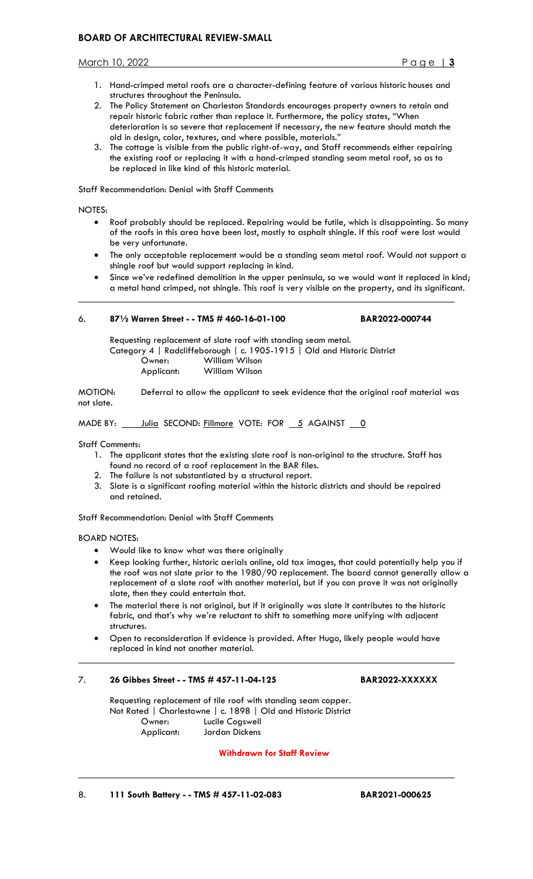1. Hand-crimped metal roofs are a character-defining feature of various historic houses and structures throughout the Peninsula.
2. The Policy Statement on Charleston Standards encourages property owners to retain and repair historic fabric rather than replace it. Furthermore, the policy states, "When deterioration is so severe that replacement if necessary, the new feature should match the old in design, color, textures, and where possible, materials."
3. The cottage is visible from the public right-of-way, and Staff recommends either repairing the existing roof or replacing it with a hand-crimped standing seam metal roof, so as to be replaced in like kind of this historic material.

Staff Recommendation: Denial with Staff Comments

NOTES:

- Roof probably should be replaced. Repairing would be futile, which is disappointing. So many of the roofs in this area have been lost, mostly to asphalt shingle. If this roof were lost would be very unfortunate.
- The only acceptable replacement would be a standing seam metal roof. Would not support a shingle roof but would support replacing in kind.
- Since we've redefined demolition in the upper peninsula, so we would want it replaced in kind; a metal hand crimped, not shingle. This roof is very visible on the property, and its significant.

---

6. **87½ Warren Street - - TMS # 460-16-01-100** **BAR2022-000744**

Requesting replacement of slate roof with standing seam metal.
Category 4 | Radcliffeborough | c. 1905-1915 | Old and Historic District
Owner: William Wilson
Applicant: William Wilson

MOTION: Deferral to allow the applicant to seek evidence that the original roof material was not slate.

MADE BY: Julia SECOND: Fillmore VOTE: FOR 5 AGAINST 0

Staff Comments:

1. The applicant states that the existing slate roof is non-original to the structure. Staff has found no record of a roof replacement in the BAR files.
2. The failure is not substantiated by a structural report.
3. Slate is a significant roofing material within the historic districts and should be repaired and retained.

Staff Recommendation: Denial with Staff Comments

BOARD NOTES:

- Would like to know what was there originally
- Keep looking further, historic aerials online, old tax images, that could potentially help you if the roof was not slate prior to the 1980/90 replacement. The board cannot generally allow a replacement of a slate roof with another material, but if you can prove it was not originally slate, then they could entertain that.
- The material there is not original, but if it originally was slate it contributes to the historic fabric, and that's why we're reluctant to shift to something more unifying with adjacent structures.
- Open to reconsideration if evidence is provided. After Hugo, likely people would have replaced in kind not another material.

---

7. **26 Gibbes Street - - TMS # 457-11-04-125** **BAR2022-XXXXXX**

Requesting replacement of tile roof with standing seam copper.
Not Rated | Charlestowne | c. 1898 | Old and Historic District
Owner: Lucile Cogswell
Applicant: Jordan Dickens

**Withdrawn for Staff Review**

---

8. **111 South Battery - - TMS # 457-11-02-083** **BAR2021-000625**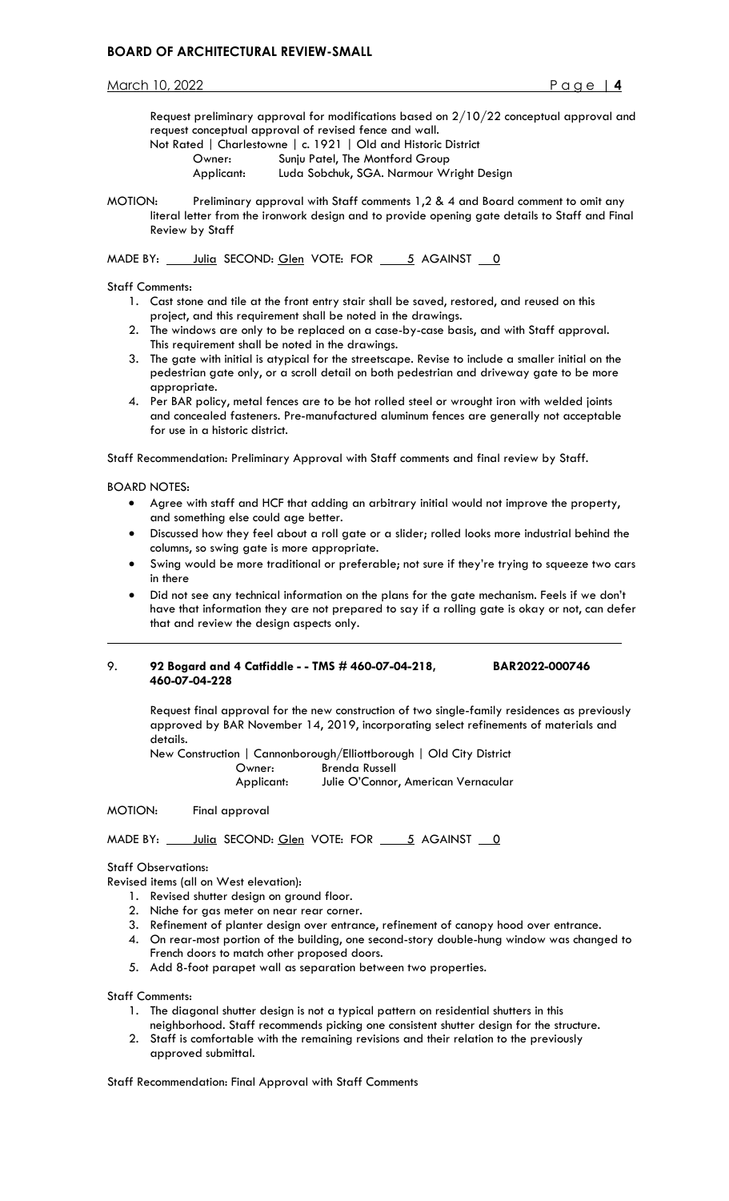Request preliminary approval for modifications based on 2/10/22 conceptual approval and request conceptual approval of revised fence and wall.

Not Rated | Charlestowne | c. 1921 | Old and Historic District

Owner: Sunju Patel, The Montford Group

Applicant: Luda Sobchuk, SGA. Narmour Wright Design

MOTION: Preliminary approval with Staff comments 1,2 & 4 and Board comment to omit any literal letter from the ironwork design and to provide opening gate details to Staff and Final Review by Staff

MADE BY: Julia SECOND: Glen VOTE: FOR 5 AGAINST 0

Staff Comments:

1. Cast stone and tile at the front entry stair shall be saved, restored, and reused on this project, and this requirement shall be noted in the drawings.
2. The windows are only to be replaced on a case-by-case basis, and with Staff approval. This requirement shall be noted in the drawings.
3. The gate with initial is atypical for the streetscape. Revise to include a smaller initial on the pedestrian gate only, or a scroll detail on both pedestrian and driveway gate to be more appropriate.
4. Per BAR policy, metal fences are to be hot rolled steel or wrought iron with welded joints and concealed fasteners. Pre-manufactured aluminum fences are generally not acceptable for use in a historic district.

Staff Recommendation: Preliminary Approval with Staff comments and final review by Staff.

BOARD NOTES:

- Agree with staff and HCF that adding an arbitrary initial would not improve the property, and something else could age better.
- Discussed how they feel about a roll gate or a slider; rolled looks more industrial behind the columns, so swing gate is more appropriate.
- Swing would be more traditional or preferable; not sure if they're trying to squeeze two cars in there
- Did not see any technical information on the plans for the gate mechanism. Feels if we don't have that information they are not prepared to say if a rolling gate is okay or not, can defer that and review the design aspects only.

---

9. **92 Bogard and 4 Catfiddle - - TMS # 460-07-04-218, 460-07-04-228** **BAR2022-000746**

Request final approval for the new construction of two single-family residences as previously approved by BAR November 14, 2019, incorporating select refinements of materials and details.

New Construction | Cannonborough/Elliottborough | Old City District

Owner: Brenda Russell

Applicant: Julie O'Connor, American Vernacular

MOTION: Final approval

MADE BY: Julia SECOND: Glen VOTE: FOR 5 AGAINST 0

Staff Observations:

Revised items (all on West elevation):

1. Revised shutter design on ground floor.
2. Niche for gas meter on near rear corner.
3. Refinement of planter design over entrance, refinement of canopy hood over entrance.
4. On rear-most portion of the building, one second-story double-hung window was changed to French doors to match other proposed doors.
5. Add 8-foot parapet wall as separation between two properties.

Staff Comments:

1. The diagonal shutter design is not a typical pattern on residential shutters in this neighborhood. Staff recommends picking one consistent shutter design for the structure.
2. Staff is comfortable with the remaining revisions and their relation to the previously approved submittal.

Staff Recommendation: Final Approval with Staff Comments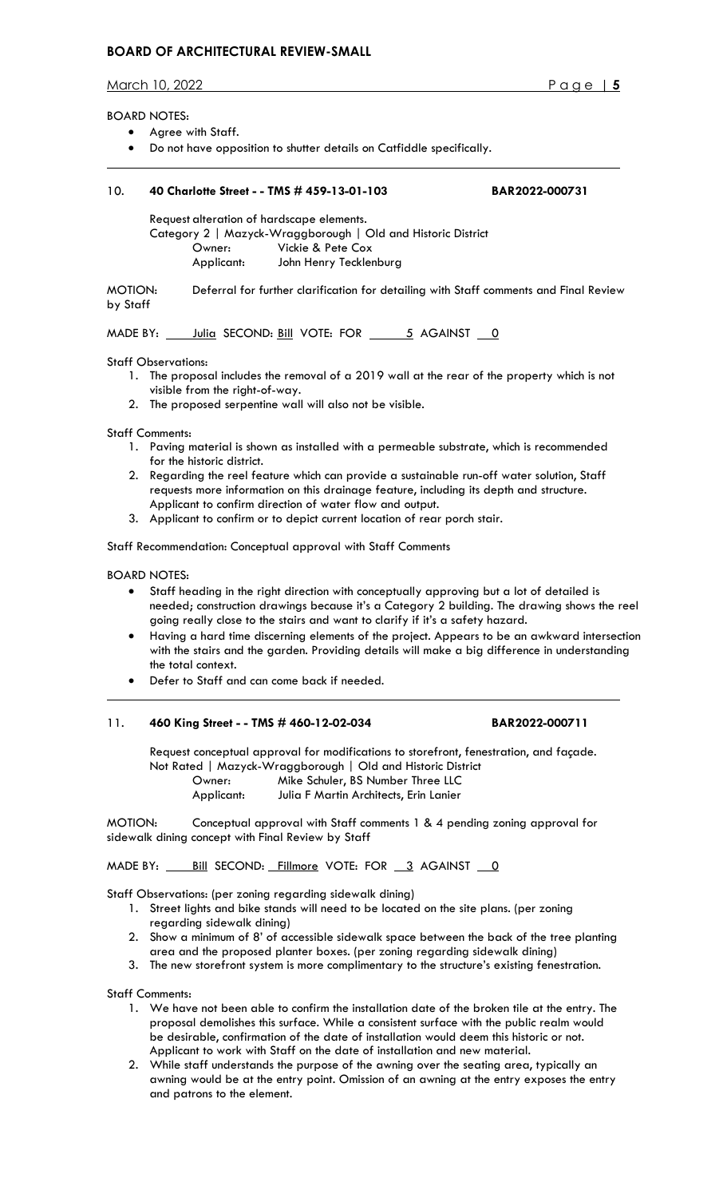BOARD NOTES:

- Agree with Staff.
- Do not have opposition to shutter details on Catfiddle specifically.

---

## 10. 40 Charlotte Street - - TMS # 459-13-01-103 BAR2022-000731

Request alteration of hardscape elements.
Category 2 | Mazyck-Wraggborough | Old and Historic District
Owner: Vickie & Pete Cox
Applicant: John Henry Tecklenburg

MOTION: Deferral for further clarification for detailing with Staff comments and Final Review by Staff

MADE BY: Julia SECOND: Bill VOTE: FOR 5 AGAINST 0

Staff Observations:

1. The proposal includes the removal of a 2019 wall at the rear of the property which is not visible from the right-of-way.
2. The proposed serpentine wall will also not be visible.

Staff Comments:

1. Paving material is shown as installed with a permeable substrate, which is recommended for the historic district.
2. Regarding the reel feature which can provide a sustainable run-off water solution, Staff requests more information on this drainage feature, including its depth and structure. Applicant to confirm direction of water flow and output.
3. Applicant to confirm or to depict current location of rear porch stair.

Staff Recommendation: Conceptual approval with Staff Comments

BOARD NOTES:

- Staff heading in the right direction with conceptually approving but a lot of detailed is needed; construction drawings because it's a Category 2 building. The drawing shows the reel going really close to the stairs and want to clarify if it's a safety hazard.
- Having a hard time discerning elements of the project. Appears to be an awkward intersection with the stairs and the garden. Providing details will make a big difference in understanding the total context.
- Defer to Staff and can come back if needed.

---

## 11. 460 King Street - - TMS # 460-12-02-034 BAR2022-000711

Request conceptual approval for modifications to storefront, fenestration, and façade.
Not Rated | Mazyck-Wraggborough | Old and Historic District
Owner: Mike Schuler, BS Number Three LLC
Applicant: Julia F Martin Architects, Erin Lanier

MOTION: Conceptual approval with Staff comments 1 & 4 pending zoning approval for sidewalk dining concept with Final Review by Staff

MADE BY: Bill SECOND: Fillmore VOTE: FOR 3 AGAINST 0

Staff Observations: (per zoning regarding sidewalk dining)

1. Street lights and bike stands will need to be located on the site plans. (per zoning regarding sidewalk dining)
2. Show a minimum of 8' of accessible sidewalk space between the back of the tree planting area and the proposed planter boxes. (per zoning regarding sidewalk dining)
3. The new storefront system is more complimentary to the structure's existing fenestration.

Staff Comments:

1. We have not been able to confirm the installation date of the broken tile at the entry. The proposal demolishes this surface. While a consistent surface with the public realm would be desirable, confirmation of the date of installation would deem this historic or not. Applicant to work with Staff on the date of installation and new material.
2. While staff understands the purpose of the awning over the seating area, typically an awning would be at the entry point. Omission of an awning at the entry exposes the entry and patrons to the element.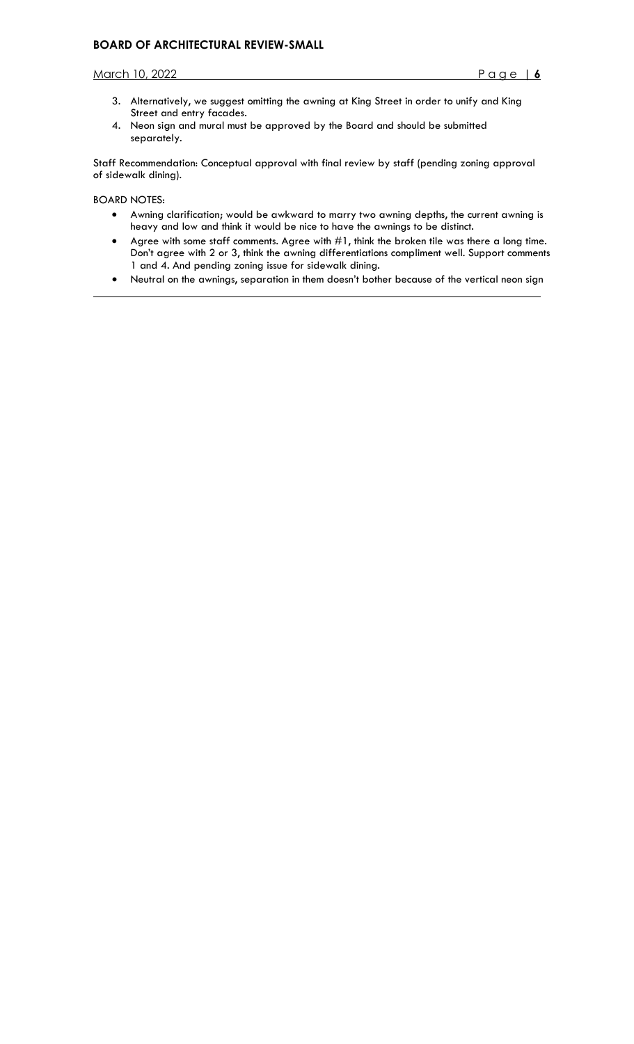3. Alternatively, we suggest omitting the awning at King Street in order to unify and King Street and entry facades.
4. Neon sign and mural must be approved by the Board and should be submitted separately.

Staff Recommendation: Conceptual approval with final review by staff (pending zoning approval of sidewalk dining).

BOARD NOTES:

- Awning clarification; would be awkward to marry two awning depths, the current awning is heavy and low and think it would be nice to have the awnings to be distinct.
- Agree with some staff comments. Agree with #1, think the broken tile was there a long time. Don't agree with 2 or 3, think the awning differentiations compliment well. Support comments 1 and 4. And pending zoning issue for sidewalk dining.
- Neutral on the awnings, separation in them doesn't bother because of the vertical neon sign